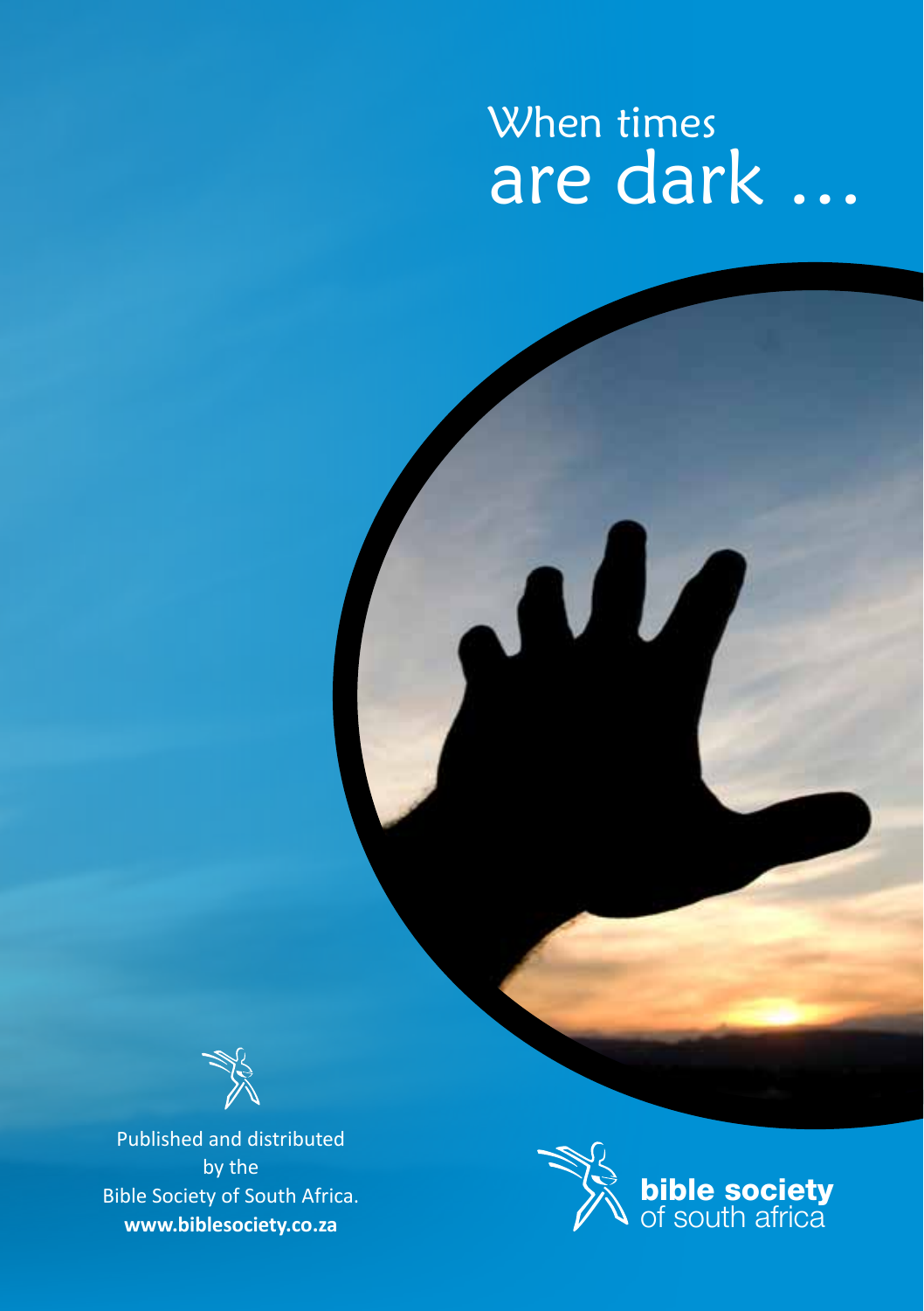# When times are dark ...

Published and distributed by the Bible Society of South Africa.
**www.biblesociety.co.za**

**bible society**
of south africa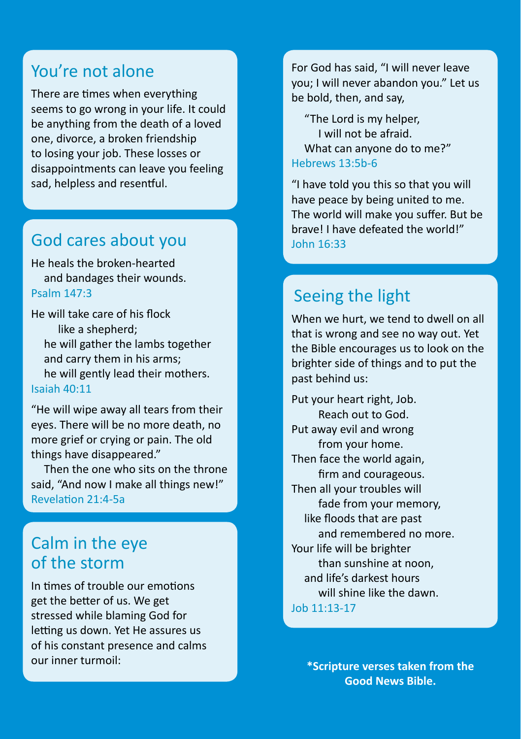## You're not alone

There are times when everything seems to go wrong in your life. It could be anything from the death of a loved one, divorce, a broken friendship to losing your job. These losses or disappointments can leave you feeling sad, helpless and resentful.

## God cares about you

He heals the broken-hearted
and bandages their wounds.
Psalm 147:3

He will take care of his flock
like a shepherd;
he will gather the lambs together
and carry them in his arms;
he will gently lead their mothers.
Isaiah 40:11

"He will wipe away all tears from their eyes. There will be no more death, no more grief or crying or pain. The old things have disappeared."
Then the one who sits on the throne said, "And now I make all things new!"
Revelation 21:4-5a

## Calm in the eye of the storm

In times of trouble our emotions get the better of us. We get stressed while blaming God for letting us down. Yet He assures us of his constant presence and calms our inner turmoil:

For God has said, "I will never leave you; I will never abandon you." Let us be bold, then, and say,

"The Lord is my helper,
I will not be afraid.
What can anyone do to me?"
Hebrews 13:5b-6

"I have told you this so that you will have peace by being united to me. The world will make you suffer. But be brave! I have defeated the world!"
John 16:33

## Seeing the light

When we hurt, we tend to dwell on all that is wrong and see no way out. Yet the Bible encourages us to look on the brighter side of things and to put the past behind us:

Put your heart right, Job.
Reach out to God.
Put away evil and wrong
from your home.
Then face the world again,
firm and courageous.
Then all your troubles will
fade from your memory,
like floods that are past
and remembered no more.
Your life will be brighter
than sunshine at noon,
and life's darkest hours
will shine like the dawn.
Job 11:13-17

**\*Scripture verses taken from the Good News Bible.**